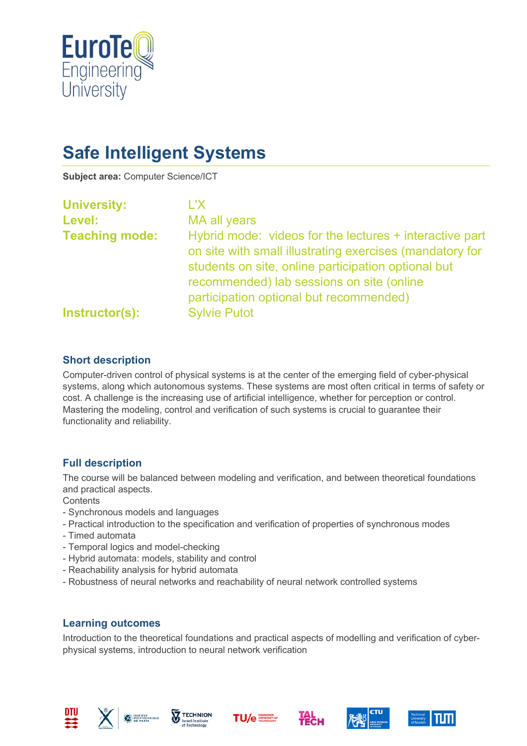# Safe Intelligent Systems

**Subject area:** Computer Science/ICT

**University:** L'X

**Level:** MA all years

**Teaching mode:** Hybrid mode: videos for the lectures + interactive part on site with small illustrating exercises (mandatory for students on site, online participation optional but recommended) lab sessions on site (online participation optional but recommended)

**Instructor(s):** Sylvie Putot

## Short description

Computer-driven control of physical systems is at the center of the emerging field of cyber-physical systems, along which autonomous systems. These systems are most often critical in terms of safety or cost. A challenge is the increasing use of artificial intelligence, whether for perception or control. Mastering the modeling, control and verification of such systems is crucial to guarantee their functionality and reliability.

## Full description

The course will be balanced between modeling and verification, and between theoretical foundations and practical aspects.

Contents

- Synchronous models and languages
- Practical introduction to the specification and verification of properties of synchronous modes
- Timed automata
- Temporal logics and model-checking
- Hybrid automata: models, stability and control
- Reachability analysis for hybrid automata
- Robustness of neural networks and reachability of neural network controlled systems

## Learning outcomes

Introduction to the theoretical foundations and practical aspects of modelling and verification of cyber-physical systems, introduction to neural network verification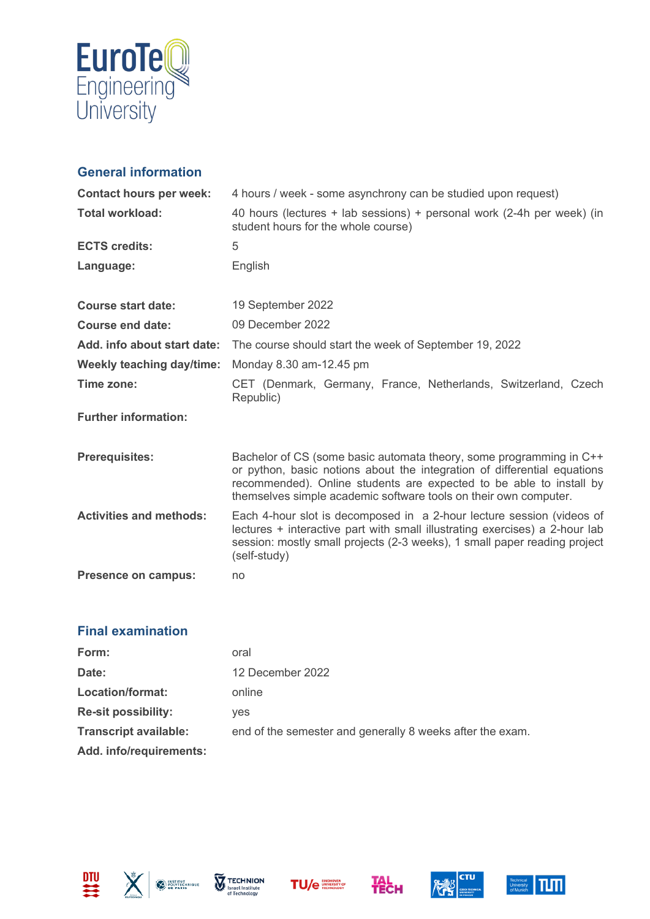## General information

| | |
|---|---|
| **Contact hours per week:** | 4 hours / week - some asynchrony can be studied upon request) |
| **Total workload:** | 40 hours (lectures + lab sessions) + personal work (2-4h per week) (in student hours for the whole course) |
| **ECTS credits:** | 5 |
| **Language:** | English |
| **Course start date:** | 19 September 2022 |
| **Course end date:** | 09 December 2022 |
| **Add. info about start date:** | The course should start the week of September 19, 2022 |
| **Weekly teaching day/time:** | Monday 8.30 am-12.45 pm |
| **Time zone:** | CET (Denmark, Germany, France, Netherlands, Switzerland, Czech Republic) |
| **Further information:** | |
| **Prerequisites:** | Bachelor of CS (some basic automata theory, some programming in C++ or python, basic notions about the integration of differential equations recommended). Online students are expected to be able to install by themselves simple academic software tools on their own computer. |
| **Activities and methods:** | Each 4-hour slot is decomposed in a 2-hour lecture session (videos of lectures + interactive part with small illustrating exercises) a 2-hour lab session: mostly small projects (2-3 weeks), 1 small paper reading project (self-study) |
| **Presence on campus:** | no |

## Final examination

| | |
|---|---|
| **Form:** | oral |
| **Date:** | 12 December 2022 |
| **Location/format:** | online |
| **Re-sit possibility:** | yes |
| **Transcript available:** | end of the semester and generally 8 weeks after the exam. |
| **Add. info/requirements:** | |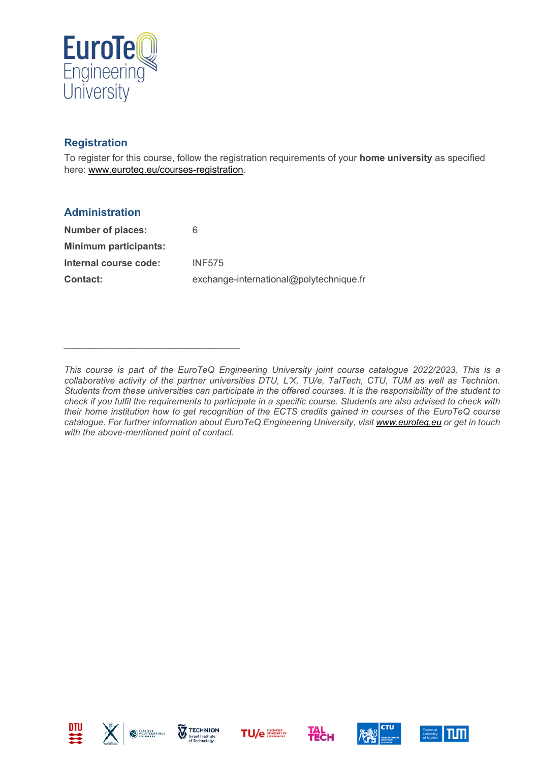## Registration

To register for this course, follow the registration requirements of your **home university** as specified here: www.euroteq.eu/courses-registration.

## Administration

| | |
|---|---|
| **Number of places:** | 6 |
| **Minimum participants:** | |
| **Internal course code:** | INF575 |
| **Contact:** | exchange-international@polytechnique.fr |

---

*This course is part of the EuroTeQ Engineering University joint course catalogue 2022/2023. This is a collaborative activity of the partner universities DTU, L'X, TU/e, TalTech, CTU, TUM as well as Technion. Students from these universities can participate in the offered courses. It is the responsibility of the student to check if you fulfil the requirements to participate in a specific course. Students are also advised to check with their home institution how to get recognition of the ECTS credits gained in courses of the EuroTeQ course catalogue. For further information about EuroTeQ Engineering University, visit www.euroteq.eu or get in touch with the above-mentioned point of contact.*